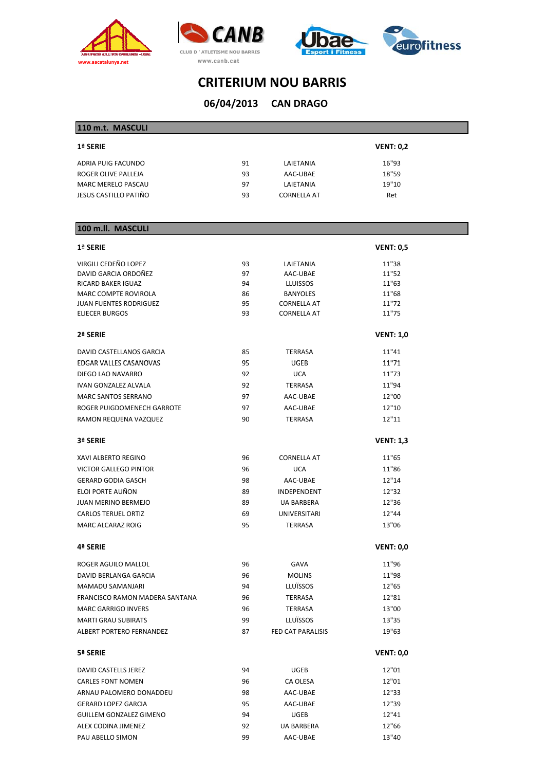# CRITERIUM NOU BARRIS

## 06/04/2013 CAN DRAGO

## 110 m.t. MASCULI

### 1ª SERIE — VENT: 0,2

| Nom | Any | Club | Marca |
|---|---|---|---|
| ADRIA PUIG FACUNDO | 91 | LAIETANIA | 16"93 |
| ROGER OLIVE PALLEJA | 93 | AAC-UBAE | 18"59 |
| MARC MERELO PASCAU | 97 | LAIETANIA | 19"10 |
| JESUS CASTILLO PATIÑO | 93 | CORNELLA AT | Ret |

## 100 m.ll. MASCULI

### 1ª SERIE — VENT: 0,5

| Nom | Any | Club | Marca |
|---|---|---|---|
| VIRGILI CEDEÑO LOPEZ | 93 | LAIETANIA | 11"38 |
| DAVID GARCIA ORDOÑEZ | 97 | AAC-UBAE | 11"52 |
| RICARD BAKER IGUAZ | 94 | LLUISSOS | 11"63 |
| MARC COMPTE ROVIROLA | 86 | BANYOLES | 11"68 |
| JUAN FUENTES RODRIGUEZ | 95 | CORNELLA AT | 11"72 |
| ELIECER BURGOS | 93 | CORNELLA AT | 11"75 |

### 2ª SERIE — VENT: 1,0

| Nom | Any | Club | Marca |
|---|---|---|---|
| DAVID CASTELLANOS GARCIA | 85 | TERRASA | 11"41 |
| EDGAR VALLES CASANOVAS | 95 | UGEB | 11"71 |
| DIEGO LAO NAVARRO | 92 | UCA | 11"73 |
| IVAN GONZALEZ ALVALA | 92 | TERRASA | 11"94 |
| MARC SANTOS SERRANO | 97 | AAC-UBAE | 12"00 |
| ROGER PUIGDOMENECH GARROTE | 97 | AAC-UBAE | 12"10 |
| RAMON REQUENA VAZQUEZ | 90 | TERRASA | 12"11 |

### 3ª SERIE — VENT: 1,3

| Nom | Any | Club | Marca |
|---|---|---|---|
| XAVI ALBERTO REGINO | 96 | CORNELLA AT | 11"65 |
| VICTOR GALLEGO PINTOR | 96 | UCA | 11"86 |
| GERARD GODIA GASCH | 98 | AAC-UBAE | 12"14 |
| ELOI PORTE AUÑON | 89 | INDEPENDENT | 12"32 |
| JUAN MERINO BERMEJO | 89 | UA BARBERA | 12"36 |
| CARLOS TERUEL ORTIZ | 69 | UNIVERSITARI | 12"44 |
| MARC ALCARAZ ROIG | 95 | TERRASA | 13"06 |

### 4ª SERIE — VENT: 0,0

| Nom | Any | Club | Marca |
|---|---|---|---|
| ROGER AGUILO MALLOL | 96 | GAVA | 11"96 |
| DAVID BERLANGA GARCIA | 96 | MOLINS | 11"98 |
| MAMADU SAMANJARI | 94 | LLUÏSSOS | 12"65 |
| FRANCISCO RAMON MADERA SANTANA | 96 | TERRASA | 12"81 |
| MARC GARRIGO INVERS | 96 | TERRASA | 13"00 |
| MARTI GRAU SUBIRATS | 99 | LLUÏSSOS | 13"35 |
| ALBERT PORTERO FERNANDEZ | 87 | FED CAT PARALISIS | 19"63 |

### 5ª SERIE — VENT: 0,0

| Nom | Any | Club | Marca |
|---|---|---|---|
| DAVID CASTELLS JEREZ | 94 | UGEB | 12"01 |
| CARLES FONT NOMEN | 96 | CA OLESA | 12"01 |
| ARNAU PALOMERO DONADDEU | 98 | AAC-UBAE | 12"33 |
| GERARD LOPEZ GARCIA | 95 | AAC-UBAE | 12"39 |
| GUILLEM GONZALEZ GIMENO | 94 | UGEB | 12"41 |
| ALEX CODINA JIMENEZ | 92 | UA BARBERA | 12"66 |
| PAU ABELLO SIMON | 99 | AAC-UBAE | 13"40 |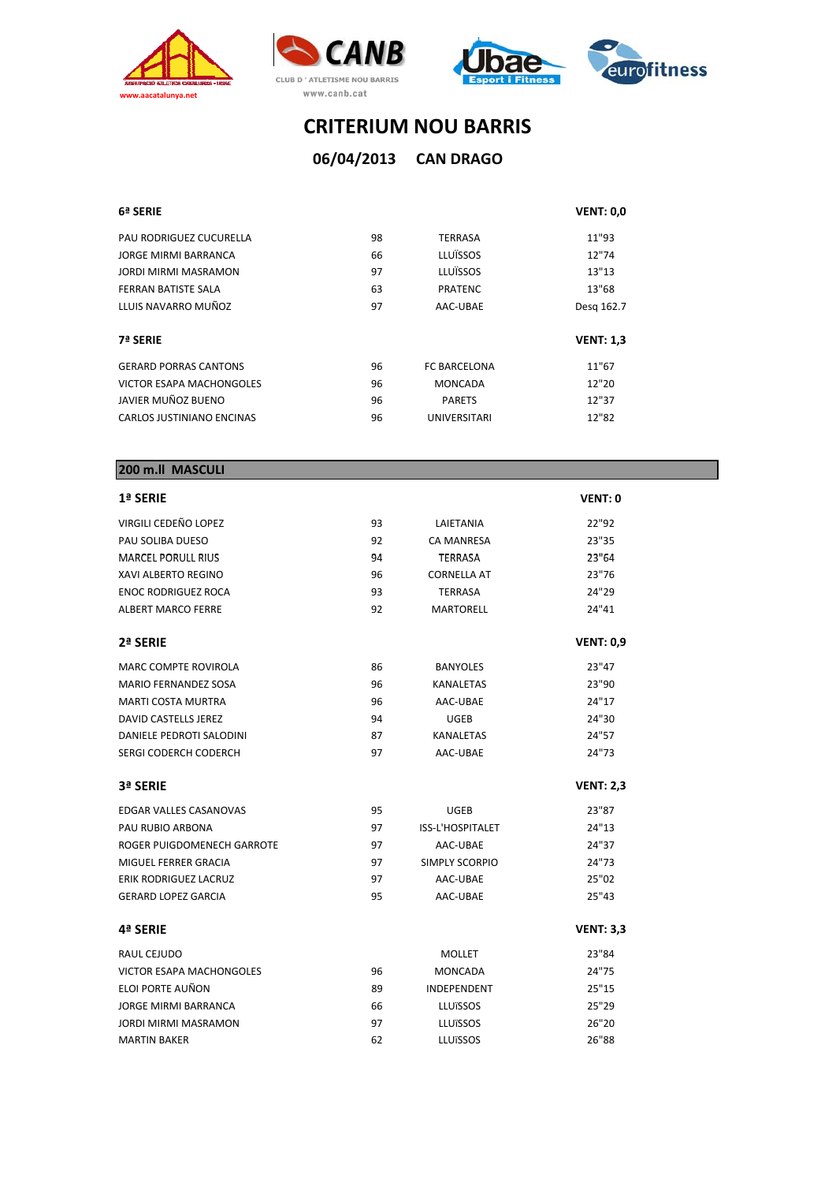# CRITERIUM NOU BARRIS

## 06/04/2013 CAN DRAGO

### 6ª SERIE — VENT: 0,0

| | | | |
|---|---|---|---|
| PAU RODRIGUEZ CUCURELLA | 98 | TERRASA | 11"93 |
| JORGE MIRMI BARRANCA | 66 | LLUÏSSOS | 12"74 |
| JORDI MIRMI MASRAMON | 97 | LLUÏSSOS | 13"13 |
| FERRAN BATISTE SALA | 63 | PRATENC | 13"68 |
| LLUIS NAVARRO MUÑOZ | 97 | AAC-UBAE | Desq 162.7 |

### 7ª SERIE — VENT: 1,3

| | | | |
|---|---|---|---|
| GERARD PORRAS CANTONS | 96 | FC BARCELONA | 11"67 |
| VICTOR ESAPA MACHONGOLES | 96 | MONCADA | 12"20 |
| JAVIER MUÑOZ BUENO | 96 | PARETS | 12"37 |
| CARLOS JUSTINIANO ENCINAS | 96 | UNIVERSITARI | 12"82 |

## 200 m.ll MASCULI

### 1ª SERIE — VENT: 0

| | | | |
|---|---|---|---|
| VIRGILI CEDEÑO LOPEZ | 93 | LAIETANIA | 22"92 |
| PAU SOLIBA DUESO | 92 | CA MANRESA | 23"35 |
| MARCEL PORULL RIUS | 94 | TERRASA | 23"64 |
| XAVI ALBERTO REGINO | 96 | CORNELLA AT | 23"76 |
| ENOC RODRIGUEZ ROCA | 93 | TERRASA | 24"29 |
| ALBERT MARCO FERRE | 92 | MARTORELL | 24"41 |

### 2ª SERIE — VENT: 0,9

| | | | |
|---|---|---|---|
| MARC COMPTE ROVIROLA | 86 | BANYOLES | 23"47 |
| MARIO FERNANDEZ SOSA | 96 | KANALETAS | 23"90 |
| MARTI COSTA MURTRA | 96 | AAC-UBAE | 24"17 |
| DAVID CASTELLS JEREZ | 94 | UGEB | 24"30 |
| DANIELE PEDROTI SALODINI | 87 | KANALETAS | 24"57 |
| SERGI CODERCH CODERCH | 97 | AAC-UBAE | 24"73 |

### 3ª SERIE — VENT: 2,3

| | | | |
|---|---|---|---|
| EDGAR VALLES CASANOVAS | 95 | UGEB | 23"87 |
| PAU RUBIO ARBONA | 97 | ISS-L'HOSPITALET | 24"13 |
| ROGER PUIGDOMENECH GARROTE | 97 | AAC-UBAE | 24"37 |
| MIGUEL FERRER GRACIA | 97 | SIMPLY SCORPIO | 24"73 |
| ERIK RODRIGUEZ LACRUZ | 97 | AAC-UBAE | 25"02 |
| GERARD LOPEZ GARCIA | 95 | AAC-UBAE | 25"43 |

### 4ª SERIE — VENT: 3,3

| | | | |
|---|---|---|---|
| RAUL CEJUDO | | MOLLET | 23"84 |
| VICTOR ESAPA MACHONGOLES | 96 | MONCADA | 24"75 |
| ELOI PORTE AUÑON | 89 | INDEPENDENT | 25"15 |
| JORGE MIRMI BARRANCA | 66 | LLUÏSSOS | 25"29 |
| JORDI MIRMI MASRAMON | 97 | LLUÏSSOS | 26"20 |
| MARTIN BAKER | 62 | LLUÏSSOS | 26"88 |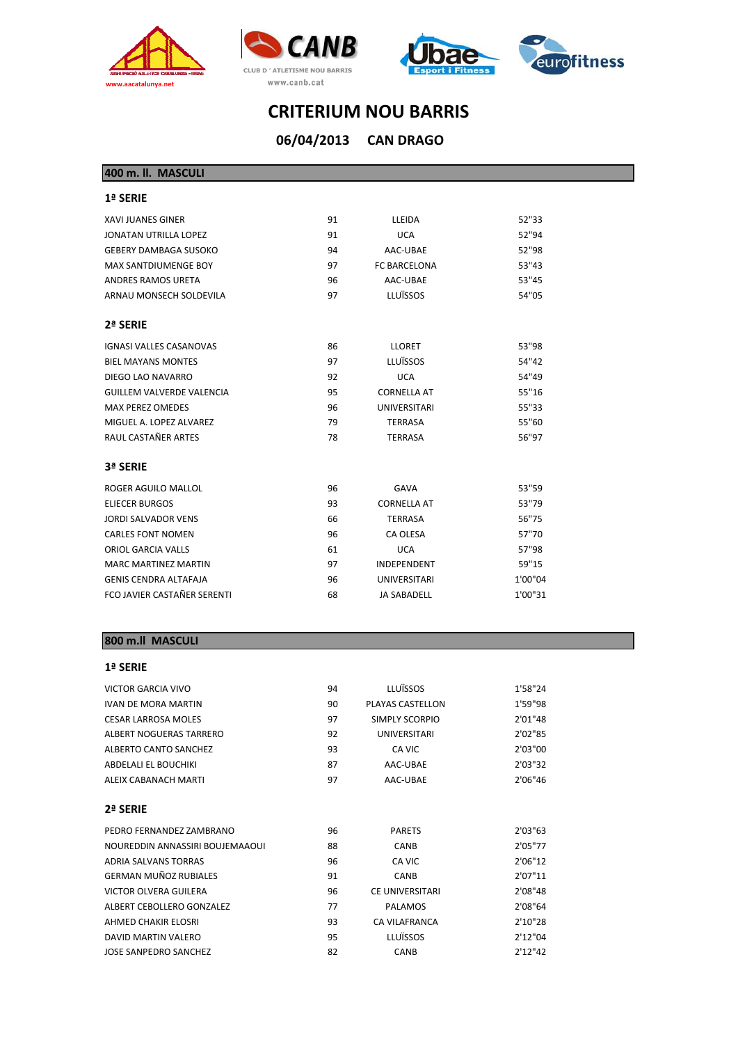# CRITERIUM NOU BARRIS

## 06/04/2013 CAN DRAGO

## 400 m. ll. MASCULI

### 1ª SERIE

| | | | |
|---|---|---|---|
| XAVI JUANES GINER | 91 | LLEIDA | 52"33 |
| JONATAN UTRILLA LOPEZ | 91 | UCA | 52"94 |
| GEBERY DAMBAGA SUSOKO | 94 | AAC-UBAE | 52"98 |
| MAX SANTDIUMENGE BOY | 97 | FC BARCELONA | 53"43 |
| ANDRES RAMOS URETA | 96 | AAC-UBAE | 53"45 |
| ARNAU MONSECH SOLDEVILA | 97 | LLUÏSSOS | 54"05 |

### 2ª SERIE

| | | | |
|---|---|---|---|
| IGNASI VALLES CASANOVAS | 86 | LLORET | 53"98 |
| BIEL MAYANS MONTES | 97 | LLUÏSSOS | 54"42 |
| DIEGO LAO NAVARRO | 92 | UCA | 54"49 |
| GUILLEM VALVERDE VALENCIA | 95 | CORNELLA AT | 55"16 |
| MAX PEREZ OMEDES | 96 | UNIVERSITARI | 55"33 |
| MIGUEL A. LOPEZ ALVAREZ | 79 | TERRASA | 55"60 |
| RAUL CASTAÑER ARTES | 78 | TERRASA | 56"97 |

### 3ª SERIE

| | | | |
|---|---|---|---|
| ROGER AGUILO MALLOL | 96 | GAVA | 53"59 |
| ELIECER BURGOS | 93 | CORNELLA AT | 53"79 |
| JORDI SALVADOR VENS | 66 | TERRASA | 56"75 |
| CARLES FONT NOMEN | 96 | CA OLESA | 57"70 |
| ORIOL GARCIA VALLS | 61 | UCA | 57"98 |
| MARC MARTINEZ MARTIN | 97 | INDEPENDENT | 59"15 |
| GENIS CENDRA ALTAFAJA | 96 | UNIVERSITARI | 1'00"04 |
| FCO JAVIER CASTAÑER SERENTI | 68 | JA SABADELL | 1'00"31 |

## 800 m.ll MASCULI

### 1ª SERIE

| | | | |
|---|---|---|---|
| VICTOR GARCIA VIVO | 94 | LLUÏSSOS | 1'58"24 |
| IVAN DE MORA MARTIN | 90 | PLAYAS CASTELLON | 1'59"98 |
| CESAR LARROSA MOLES | 97 | SIMPLY SCORPIO | 2'01"48 |
| ALBERT NOGUERAS TARRERO | 92 | UNIVERSITARI | 2'02"85 |
| ALBERTO CANTO SANCHEZ | 93 | CA VIC | 2'03"00 |
| ABDELALI EL BOUCHIKI | 87 | AAC-UBAE | 2'03"32 |
| ALEIX CABANACH MARTI | 97 | AAC-UBAE | 2'06"46 |

### 2ª SERIE

| | | | |
|---|---|---|---|
| PEDRO FERNANDEZ ZAMBRANO | 96 | PARETS | 2'03"63 |
| NOUREDDIN ANNASSIRI BOUJEMAAOUI | 88 | CANB | 2'05"77 |
| ADRIA SALVANS TORRAS | 96 | CA VIC | 2'06"12 |
| GERMAN MUÑOZ RUBIALES | 91 | CANB | 2'07"11 |
| VICTOR OLVERA GUILERA | 96 | CE UNIVERSITARI | 2'08"48 |
| ALBERT CEBOLLERO GONZALEZ | 77 | PALAMOS | 2'08"64 |
| AHMED CHAKIR ELOSRI | 93 | CA VILAFRANCA | 2'10"28 |
| DAVID MARTIN VALERO | 95 | LLUÏSSOS | 2'12"04 |
| JOSE SANPEDRO SANCHEZ | 82 | CANB | 2'12"42 |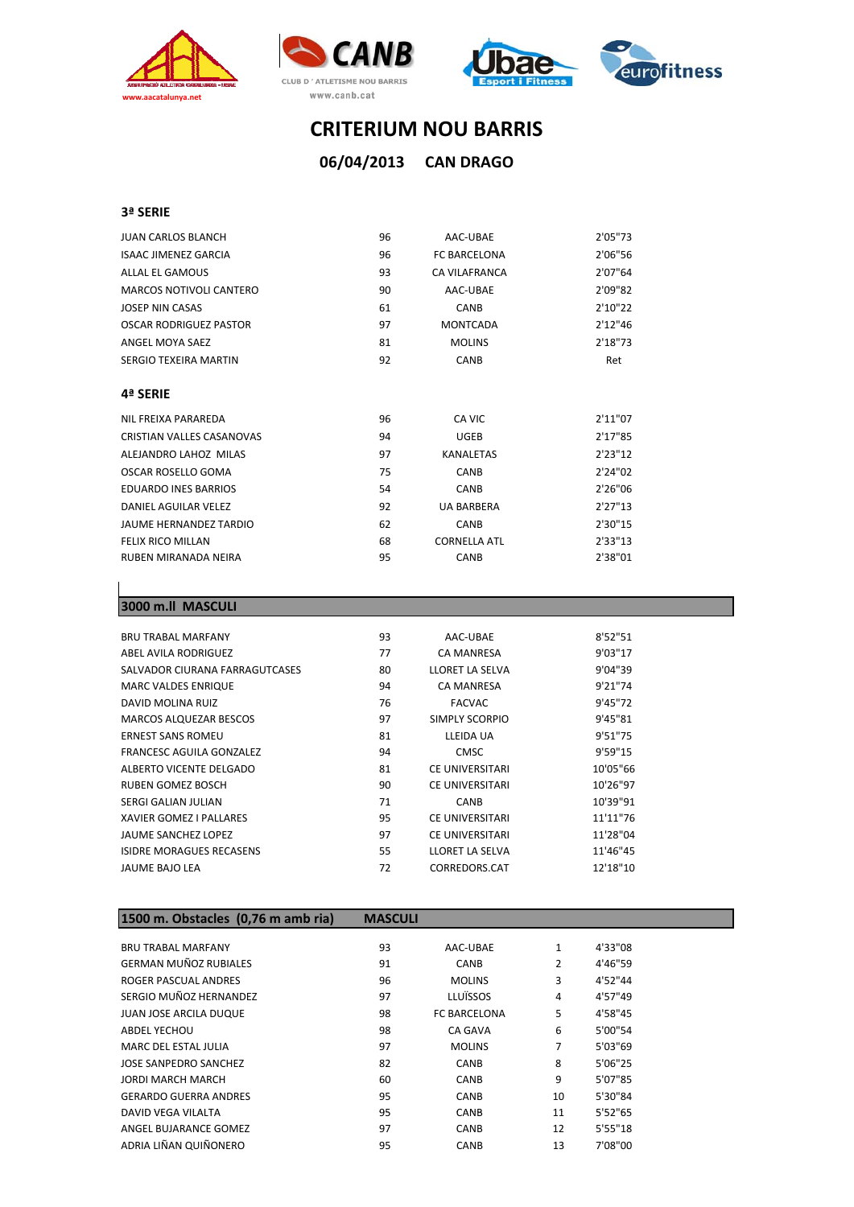# CRITERIUM NOU BARRIS

## 06/04/2013 CAN DRAGO

### 3ª SERIE

| | | | |
|---|---|---|---|
| JUAN CARLOS BLANCH | 96 | AAC-UBAE | 2'05"73 |
| ISAAC JIMENEZ GARCIA | 96 | FC BARCELONA | 2'06"56 |
| ALLAL EL GAMOUS | 93 | CA VILAFRANCA | 2'07"64 |
| MARCOS NOTIVOLI CANTERO | 90 | AAC-UBAE | 2'09"82 |
| JOSEP NIN CASAS | 61 | CANB | 2'10"22 |
| OSCAR RODRIGUEZ PASTOR | 97 | MONTCADA | 2'12"46 |
| ANGEL MOYA SAEZ | 81 | MOLINS | 2'18"73 |
| SERGIO TEXEIRA MARTIN | 92 | CANB | Ret |

### 4ª SERIE

| | | | |
|---|---|---|---|
| NIL FREIXA PARAREDA | 96 | CA VIC | 2'11"07 |
| CRISTIAN VALLES CASANOVAS | 94 | UGEB | 2'17"85 |
| ALEJANDRO LAHOZ MILAS | 97 | KANALETAS | 2'23"12 |
| OSCAR ROSELLO GOMA | 75 | CANB | 2'24"02 |
| EDUARDO INES BARRIOS | 54 | CANB | 2'26"06 |
| DANIEL AGUILAR VELEZ | 92 | UA BARBERA | 2'27"13 |
| JAUME HERNANDEZ TARDIO | 62 | CANB | 2'30"15 |
| FELIX RICO MILLAN | 68 | CORNELLA ATL | 2'33"13 |
| RUBEN MIRANADA NEIRA | 95 | CANB | 2'38"01 |

### 3000 m.ll MASCULI

| | | | |
|---|---|---|---|
| BRU TRABAL MARFANY | 93 | AAC-UBAE | 8'52"51 |
| ABEL AVILA RODRIGUEZ | 77 | CA MANRESA | 9'03"17 |
| SALVADOR CIURANA FARRAGUTCASES | 80 | LLORET LA SELVA | 9'04"39 |
| MARC VALDES ENRIQUE | 94 | CA MANRESA | 9'21"74 |
| DAVID MOLINA RUIZ | 76 | FACVAC | 9'45"72 |
| MARCOS ALQUEZAR BESCOS | 97 | SIMPLY SCORPIO | 9'45"81 |
| ERNEST SANS ROMEU | 81 | LLEIDA UA | 9'51"75 |
| FRANCESC AGUILA GONZALEZ | 94 | CMSC | 9'59"15 |
| ALBERTO VICENTE DELGADO | 81 | CE UNIVERSITARI | 10'05"66 |
| RUBEN GOMEZ BOSCH | 90 | CE UNIVERSITARI | 10'26"97 |
| SERGI GALIAN JULIAN | 71 | CANB | 10'39"91 |
| XAVIER GOMEZ I PALLARES | 95 | CE UNIVERSITARI | 11'11"76 |
| JAUME SANCHEZ LOPEZ | 97 | CE UNIVERSITARI | 11'28"04 |
| ISIDRE MORAGUES RECASENS | 55 | LLORET LA SELVA | 11'46"45 |
| JAUME BAJO LEA | 72 | CORREDORS.CAT | 12'18"10 |

### 1500 m. Obstacles (0,76 m amb ria) MASCULI

| | | | | |
|---|---|---|---|---|
| BRU TRABAL MARFANY | 93 | AAC-UBAE | 1 | 4'33"08 |
| GERMAN MUÑOZ RUBIALES | 91 | CANB | 2 | 4'46"59 |
| ROGER PASCUAL ANDRES | 96 | MOLINS | 3 | 4'52"44 |
| SERGIO MUÑOZ HERNANDEZ | 97 | LLUÏSSOS | 4 | 4'57"49 |
| JUAN JOSE ARCILA DUQUE | 98 | FC BARCELONA | 5 | 4'58"45 |
| ABDEL YECHOU | 98 | CA GAVA | 6 | 5'00"54 |
| MARC DEL ESTAL JULIA | 97 | MOLINS | 7 | 5'03"69 |
| JOSE SANPEDRO SANCHEZ | 82 | CANB | 8 | 5'06"25 |
| JORDI MARCH MARCH | 60 | CANB | 9 | 5'07"85 |
| GERARDO GUERRA ANDRES | 95 | CANB | 10 | 5'30"84 |
| DAVID VEGA VILALTA | 95 | CANB | 11 | 5'52"65 |
| ANGEL BUJARANCE GOMEZ | 97 | CANB | 12 | 5'55"18 |
| ADRIA LIÑAN QUIÑONERO | 95 | CANB | 13 | 7'08"00 |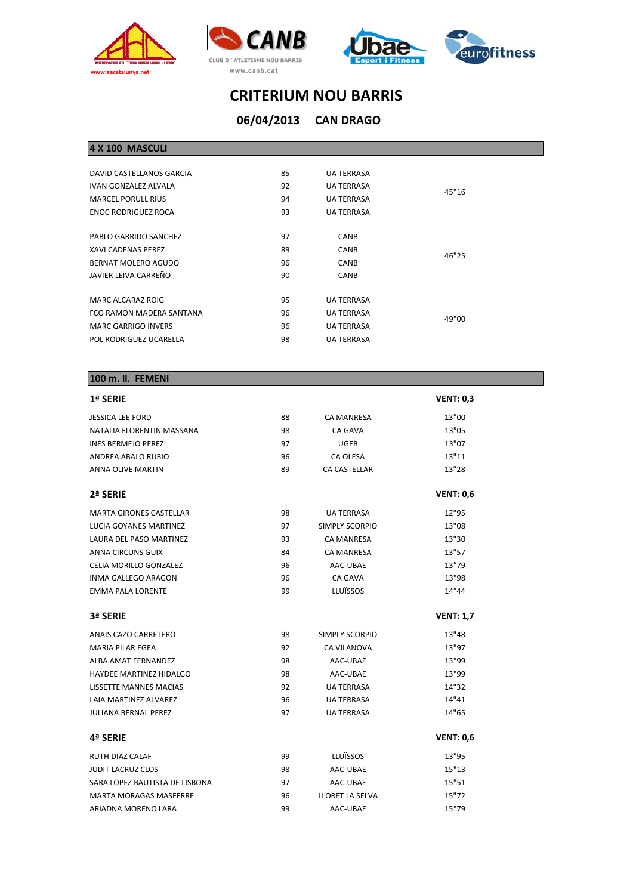# CRITERIUM NOU BARRIS

## 06/04/2013 CAN DRAGO

### 4 X 100 MASCULI

| | | | |
|---|---|---|---|
| DAVID CASTELLANOS GARCIA | 85 | UA TERRASA | 45"16 |
| IVAN GONZALEZ ALVALA | 92 | UA TERRASA | |
| MARCEL PORULL RIUS | 94 | UA TERRASA | |
| ENOC RODRIGUEZ ROCA | 93 | UA TERRASA | |
| PABLO GARRIDO SANCHEZ | 97 | CANB | 46"25 |
| XAVI CADENAS PEREZ | 89 | CANB | |
| BERNAT MOLERO AGUDO | 96 | CANB | |
| JAVIER LEIVA CARREÑO | 90 | CANB | |
| MARC ALCARAZ ROIG | 95 | UA TERRASA | 49"00 |
| FCO RAMON MADERA SANTANA | 96 | UA TERRASA | |
| MARC GARRIGO INVERS | 96 | UA TERRASA | |
| POL RODRIGUEZ UCARELLA | 98 | UA TERRASA | |

### 100 m. ll. FEMENI

**1ª SERIE** — **VENT: 0,3**

| | | | |
|---|---|---|---|
| JESSICA LEE FORD | 88 | CA MANRESA | 13"00 |
| NATALIA FLORENTIN MASSANA | 98 | CA GAVA | 13"05 |
| INES BERMEJO PEREZ | 97 | UGEB | 13"07 |
| ANDREA ABALO RUBIO | 96 | CA OLESA | 13"11 |
| ANNA OLIVE MARTIN | 89 | CA CASTELLAR | 13"28 |

**2ª SERIE** — **VENT: 0,6**

| | | | |
|---|---|---|---|
| MARTA GIRONES CASTELLAR | 98 | UA TERRASA | 12"95 |
| LUCIA GOYANES MARTINEZ | 97 | SIMPLY SCORPIO | 13"08 |
| LAURA DEL PASO MARTINEZ | 93 | CA MANRESA | 13"30 |
| ANNA CIRCUNS GUIX | 84 | CA MANRESA | 13"57 |
| CELIA MORILLO GONZALEZ | 96 | AAC-UBAE | 13"79 |
| INMA GALLEGO ARAGON | 96 | CA GAVA | 13"98 |
| EMMA PALA LORENTE | 99 | LLUÏSSOS | 14"44 |

**3ª SERIE** — **VENT: 1,7**

| | | | |
|---|---|---|---|
| ANAIS CAZO CARRETERO | 98 | SIMPLY SCORPIO | 13"48 |
| MARIA PILAR EGEA | 92 | CA VILANOVA | 13"97 |
| ALBA AMAT FERNANDEZ | 98 | AAC-UBAE | 13"99 |
| HAYDEE MARTINEZ HIDALGO | 98 | AAC-UBAE | 13"99 |
| LISSETTE MANNES MACIAS | 92 | UA TERRASA | 14"32 |
| LAIA MARTINEZ ALVAREZ | 96 | UA TERRASA | 14"41 |
| JULIANA BERNAL PEREZ | 97 | UA TERRASA | 14"65 |

**4ª SERIE** — **VENT: 0,6**

| | | | |
|---|---|---|---|
| RUTH DIAZ CALAF | 99 | LLUÏSSOS | 13"95 |
| JUDIT LACRUZ CLOS | 98 | AAC-UBAE | 15"13 |
| SARA LOPEZ BAUTISTA DE LISBONA | 97 | AAC-UBAE | 15"51 |
| MARTA MORAGAS MASFERRE | 96 | LLORET LA SELVA | 15"72 |
| ARIADNA MORENO LARA | 99 | AAC-UBAE | 15"79 |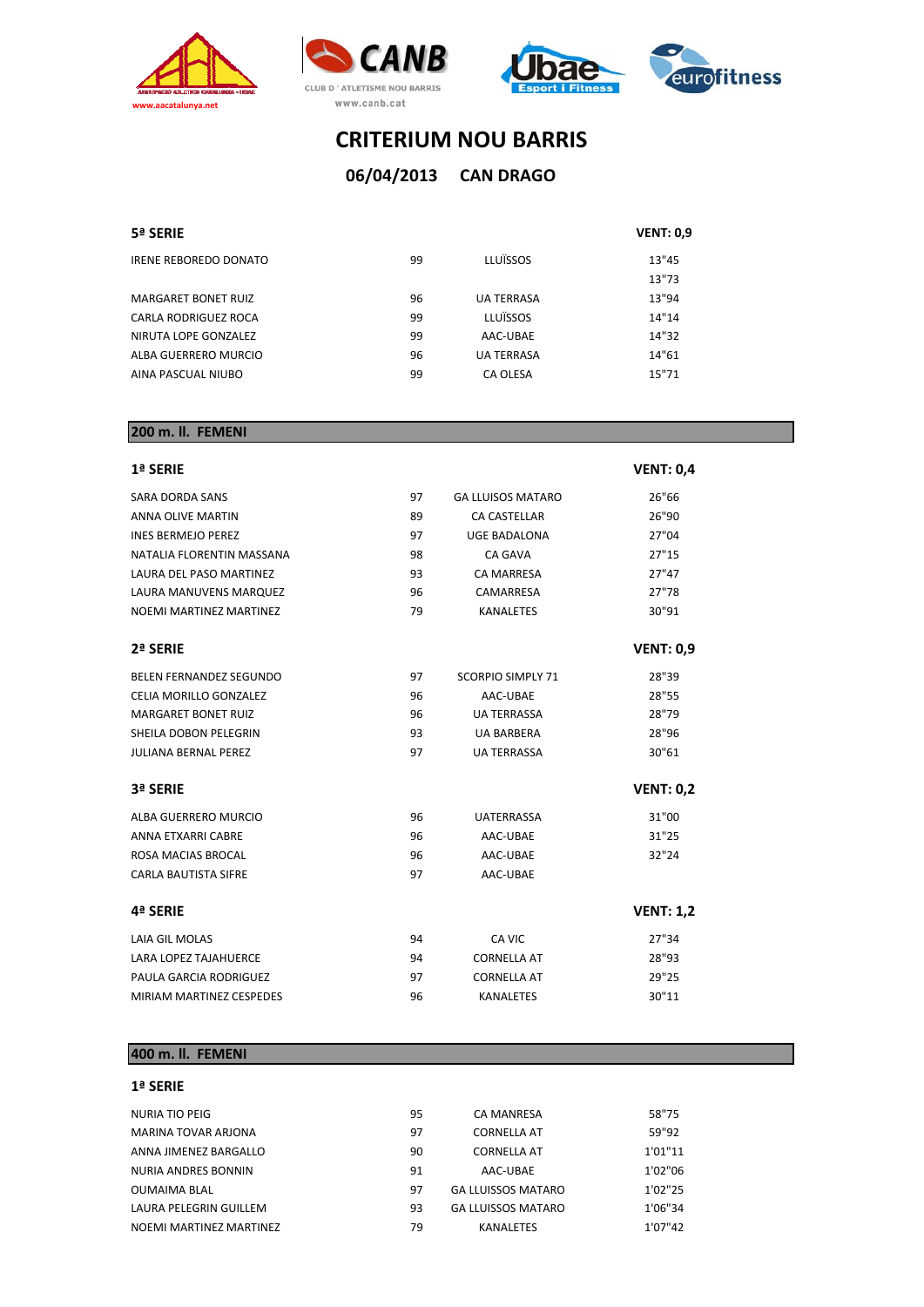# CRITERIUM NOU BARRIS

## 06/04/2013 CAN DRAGO

### 5ª SERIE

VENT: 0,9

| | | | |
|---|---|---|---|
| IRENE REBOREDO DONATO | 99 | LLUÏSSOS | 13"45 |
| | | | 13"73 |
| MARGARET BONET RUIZ | 96 | UA TERRASA | 13"94 |
| CARLA RODRIGUEZ ROCA | 99 | LLUÏSSOS | 14"14 |
| NIRUTA LOPE GONZALEZ | 99 | AAC-UBAE | 14"32 |
| ALBA GUERRERO MURCIO | 96 | UA TERRASA | 14"61 |
| AINA PASCUAL NIUBO | 99 | CA OLESA | 15"71 |

## 200 m. ll. FEMENI

### 1ª SERIE

VENT: 0,4

| | | | |
|---|---|---|---|
| SARA DORDA SANS | 97 | GA LLUISOS MATARO | 26"66 |
| ANNA OLIVE MARTIN | 89 | CA CASTELLAR | 26"90 |
| INES BERMEJO PEREZ | 97 | UGE BADALONA | 27"04 |
| NATALIA FLORENTIN MASSANA | 98 | CA GAVA | 27"15 |
| LAURA DEL PASO MARTINEZ | 93 | CA MARRESA | 27"47 |
| LAURA MANUVENS MARQUEZ | 96 | CAMARRESA | 27"78 |
| NOEMI MARTINEZ MARTINEZ | 79 | KANALETES | 30"91 |

### 2ª SERIE

VENT: 0,9

| | | | |
|---|---|---|---|
| BELEN FERNANDEZ SEGUNDO | 97 | SCORPIO SIMPLY 71 | 28"39 |
| CELIA MORILLO GONZALEZ | 96 | AAC-UBAE | 28"55 |
| MARGARET BONET RUIZ | 96 | UA TERRASSA | 28"79 |
| SHEILA DOBON PELEGRIN | 93 | UA BARBERA | 28"96 |
| JULIANA BERNAL PEREZ | 97 | UA TERRASSA | 30"61 |

### 3ª SERIE

VENT: 0,2

| | | | |
|---|---|---|---|
| ALBA GUERRERO MURCIO | 96 | UATERRASSA | 31"00 |
| ANNA ETXARRI CABRE | 96 | AAC-UBAE | 31"25 |
| ROSA MACIAS BROCAL | 96 | AAC-UBAE | 32"24 |
| CARLA BAUTISTA SIFRE | 97 | AAC-UBAE | |

### 4ª SERIE

VENT: 1,2

| | | | |
|---|---|---|---|
| LAIA GIL MOLAS | 94 | CA VIC | 27"34 |
| LARA LOPEZ TAJAHUERCE | 94 | CORNELLA AT | 28"93 |
| PAULA GARCIA RODRIGUEZ | 97 | CORNELLA AT | 29"25 |
| MIRIAM MARTINEZ CESPEDES | 96 | KANALETES | 30"11 |

## 400 m. ll. FEMENI

### 1ª SERIE

| | | | |
|---|---|---|---|
| NURIA TIO PEIG | 95 | CA MANRESA | 58"75 |
| MARINA TOVAR ARJONA | 97 | CORNELLA AT | 59"92 |
| ANNA JIMENEZ BARGALLO | 90 | CORNELLA AT | 1'01"11 |
| NURIA ANDRES BONNIN | 91 | AAC-UBAE | 1'02"06 |
| OUMAIMA BLAL | 97 | GA LLUISSOS MATARO | 1'02"25 |
| LAURA PELEGRIN GUILLEM | 93 | GA LLUISSOS MATARO | 1'06"34 |
| NOEMI MARTINEZ MARTINEZ | 79 | KANALETES | 1'07"42 |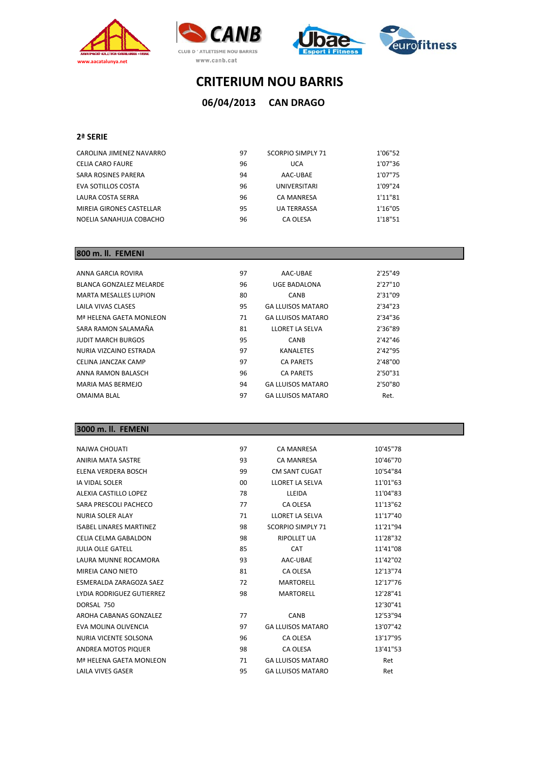# CRITERIUM NOU BARRIS

## 06/04/2013 CAN DRAGO

### 2ª SERIE

| | | | |
|---|---|---|---|
| CAROLINA JIMENEZ NAVARRO | 97 | SCORPIO SIMPLY 71 | 1'06"52 |
| CELIA CARO FAURE | 96 | UCA | 1'07"36 |
| SARA ROSINES PARERA | 94 | AAC-UBAE | 1'07"75 |
| EVA SOTILLOS COSTA | 96 | UNIVERSITARI | 1'09"24 |
| LAURA COSTA SERRA | 96 | CA MANRESA | 1'11"81 |
| MIREIA GIRONES CASTELLAR | 95 | UA TERRASSA | 1'16"05 |
| NOELIA SANAHUJA COBACHO | 96 | CA OLESA | 1'18"51 |

### 800 m. ll. FEMENI

| | | | |
|---|---|---|---|
| ANNA GARCIA ROVIRA | 97 | AAC-UBAE | 2'25"49 |
| BLANCA GONZALEZ MELARDE | 96 | UGE BADALONA | 2'27"10 |
| MARTA MESALLES LUPION | 80 | CANB | 2'31"09 |
| LAILA VIVAS CLASES | 95 | GA LLUISOS MATARO | 2'34"23 |
| Mª HELENA GAETA MONLEON | 71 | GA LLUISOS MATARO | 2'34"36 |
| SARA RAMON SALAMAÑA | 81 | LLORET LA SELVA | 2'36"89 |
| JUDIT MARCH BURGOS | 95 | CANB | 2'42"46 |
| NURIA VIZCAINO ESTRADA | 97 | KANALETES | 2'42"95 |
| CELINA JANCZAK CAMP | 97 | CA PARETS | 2'48"00 |
| ANNA RAMON BALASCH | 96 | CA PARETS | 2'50"31 |
| MARIA MAS BERMEJO | 94 | GA LLUISOS MATARO | 2'50"80 |
| OMAIMA BLAL | 97 | GA LLUISOS MATARO | Ret. |

### 3000 m. ll. FEMENI

| | | | |
|---|---|---|---|
| NAJWA CHOUATI | 97 | CA MANRESA | 10'45"78 |
| ANIRIA MATA SASTRE | 93 | CA MANRESA | 10'46"70 |
| ELENA VERDERA BOSCH | 99 | CM SANT CUGAT | 10'54"84 |
| IA VIDAL SOLER | 00 | LLORET LA SELVA | 11'01"63 |
| ALEXIA CASTILLO LOPEZ | 78 | LLEIDA | 11'04"83 |
| SARA PRESCOLI PACHECO | 77 | CA OLESA | 11'13"62 |
| NURIA SOLER ALAY | 71 | LLORET LA SELVA | 11'17"40 |
| ISABEL LINARES MARTINEZ | 98 | SCORPIO SIMPLY 71 | 11'21"94 |
| CELIA CELMA GABALDON | 98 | RIPOLLET UA | 11'28"32 |
| JULIA OLLE GATELL | 85 | CAT | 11'41"08 |
| LAURA MUNNE ROCAMORA | 93 | AAC-UBAE | 11'42"02 |
| MIREIA CANO NIETO | 81 | CA OLESA | 12'13"74 |
| ESMERALDA ZARAGOZA SAEZ | 72 | MARTORELL | 12'17"76 |
| LYDIA RODRIGUEZ GUTIERREZ | 98 | MARTORELL | 12'28"41 |
| DORSAL 750 | | | 12'30"41 |
| AROHA CABANAS GONZALEZ | 77 | CANB | 12'53"94 |
| EVA MOLINA OLIVENCIA | 97 | GA LLUISOS MATARO | 13'07"42 |
| NURIA VICENTE SOLSONA | 96 | CA OLESA | 13'17"95 |
| ANDREA MOTOS PIQUER | 98 | CA OLESA | 13'41"53 |
| Mª HELENA GAETA MONLEON | 71 | GA LLUISOS MATARO | Ret |
| LAILA VIVES GASER | 95 | GA LLUISOS MATARO | Ret |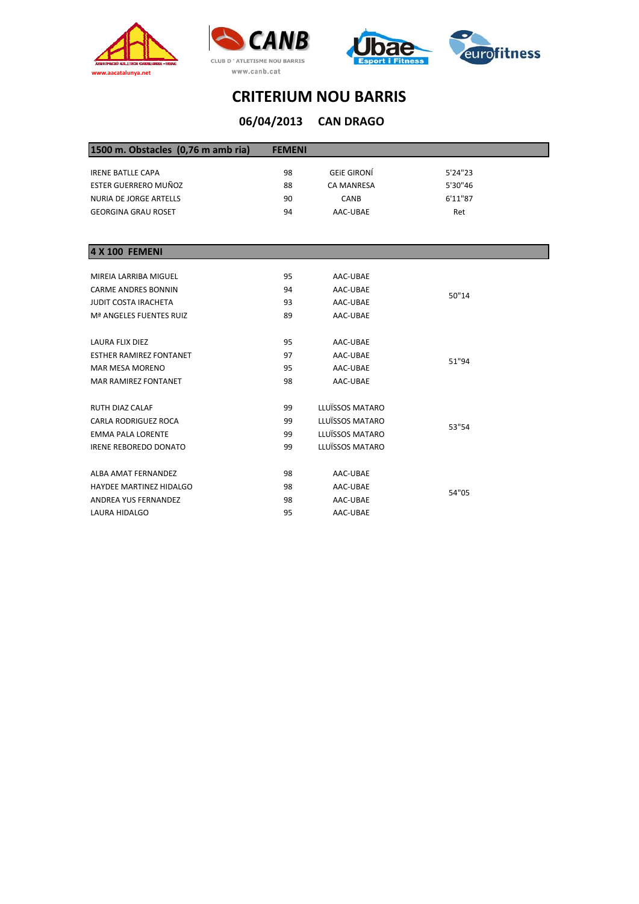# CRITERIUM NOU BARRIS

## 06/04/2013 CAN DRAGO

| 1500 m. Obstacles (0,76 m amb ria) | FEMENI | | |
|---|---|---|---|
| IRENE BATLLE CAPA | 98 | GEiE GIRONÍ | 5'24"23 |
| ESTER GUERRERO MUÑOZ | 88 | CA MANRESA | 5'30"46 |
| NURIA DE JORGE ARTELLS | 90 | CANB | 6'11"87 |
| GEORGINA GRAU ROSET | 94 | AAC-UBAE | Ret |

| 4 X 100 FEMENI | | | |
|---|---|---|---|
| MIREIA LARRIBA MIGUEL | 95 | AAC-UBAE | 50"14 |
| CARME ANDRES BONNIN | 94 | AAC-UBAE | |
| JUDIT COSTA IRACHETA | 93 | AAC-UBAE | |
| Mª ANGELES FUENTES RUIZ | 89 | AAC-UBAE | |
| LAURA FLIX DIEZ | 95 | AAC-UBAE | 51"94 |
| ESTHER RAMIREZ FONTANET | 97 | AAC-UBAE | |
| MAR MESA MORENO | 95 | AAC-UBAE | |
| MAR RAMIREZ FONTANET | 98 | AAC-UBAE | |
| RUTH DIAZ CALAF | 99 | LLUÏSSOS MATARO | 53"54 |
| CARLA RODRIGUEZ ROCA | 99 | LLUÏSSOS MATARO | |
| EMMA PALA LORENTE | 99 | LLUÏSSOS MATARO | |
| IRENE REBOREDO DONATO | 99 | LLUÏSSOS MATARO | |
| ALBA AMAT FERNANDEZ | 98 | AAC-UBAE | 54"05 |
| HAYDEE MARTINEZ HIDALGO | 98 | AAC-UBAE | |
| ANDREA YUS FERNANDEZ | 98 | AAC-UBAE | |
| LAURA HIDALGO | 95 | AAC-UBAE | |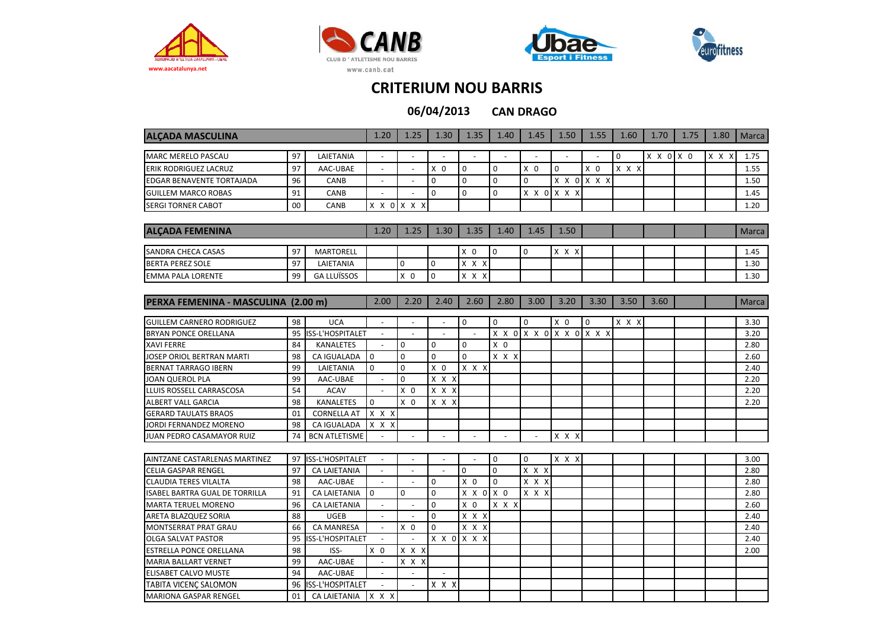# CRITERIUM NOU BARRIS

**06/04/2013 CAN DRAGO**

| ALÇADA MASCULINA | | | 1.20 | 1.25 | 1.30 | 1.35 | 1.40 | 1.45 | 1.50 | 1.55 | 1.60 | 1.70 | 1.75 | 1.80 | Marca |
|---|---|---|---|---|---|---|---|---|---|---|---|---|---|---|---|
| MARC MERELO PASCAU | 97 | LAIETANIA | - | - | - | - | - | - | - | - | 0 | X X 0 | X 0 | X X X | 1.75 |
| ERIK RODRIGUEZ LACRUZ | 97 | AAC-UBAE | - | - | X 0 | 0 | 0 | X 0 | 0 | X 0 | X X X | | | | 1.55 |
| EDGAR BENAVENTE TORTAJADA | 96 | CANB | - | - | 0 | 0 | 0 | 0 | X X 0 | X X X | | | | | 1.50 |
| GUILLEM MARCO ROBAS | 91 | CANB | - | - | 0 | 0 | 0 | X X 0 | X X X | | | | | | 1.45 |
| SERGI TORNER CABOT | 00 | CANB | X X 0 | X X X | | | | | | | | | | | 1.20 |

| ALÇADA FEMENINA | | | 1.20 | 1.25 | 1.30 | 1.35 | 1.40 | 1.45 | 1.50 | | | | | | Marca |
|---|---|---|---|---|---|---|---|---|---|---|---|---|---|---|---|
| SANDRA CHECA CASAS | 97 | MARTORELL | | | | X 0 | 0 | 0 | X X X | | | | | | 1.45 |
| BERTA PEREZ SOLE | 97 | LAIETANIA | | 0 | 0 | X X X | | | | | | | | | 1.30 |
| EMMA PALA LORENTE | 99 | GA LLUÏSSOS | | X 0 | 0 | X X X | | | | | | | | | 1.30 |

| PERXA FEMENINA - MASCULINA (2.00 m) | | | 2.00 | 2.20 | 2.40 | 2.60 | 2.80 | 3.00 | 3.20 | 3.30 | 3.50 | 3.60 | | | Marca |
|---|---|---|---|---|---|---|---|---|---|---|---|---|---|---|---|
| GUILLEM CARNERO RODRIGUEZ | 98 | UCA | - | - | - | 0 | 0 | 0 | X 0 | 0 | X X X | | | | 3.30 |
| BRYAN PONCE ORELLANA | 95 | ISS-L'HOSPITALET | - | - | - | - | X X 0 | X X 0 | X X 0 | X X X | | | | | 3.20 |
| XAVI FERRE | 84 | KANALETES | - | 0 | 0 | 0 | X 0 | | | | | | | | 2.80 |
| JOSEP ORIOL BERTRAN MARTI | 98 | CA IGUALADA | 0 | 0 | 0 | 0 | X X X | | | | | | | | 2.60 |
| BERNAT TARRAGO IBERN | 99 | LAIETANIA | 0 | 0 | X 0 | X X X | | | | | | | | | 2.40 |
| JOAN QUEROL PLA | 99 | AAC-UBAE | - | 0 | X X X | | | | | | | | | | 2.20 |
| LLUIS ROSSELL CARRASCOSA | 54 | ACAV | - | X 0 | X X X | | | | | | | | | | 2.20 |
| ALBERT VALL GARCIA | 98 | KANALETES | 0 | X 0 | X X X | | | | | | | | | | 2.20 |
| GERARD TAULATS BRAOS | 01 | CORNELLA AT | X X X | | | | | | | | | | | | |
| JORDI FERNANDEZ MORENO | 98 | CA IGUALADA | X X X | | | | | | | | | | | | |
| JUAN PEDRO CASAMAYOR RUIZ | 74 | BCN ATLETISME | - | - | - | - | - | - | X X X | | | | | | |
| AINTZANE CASTARLENAS MARTINEZ | 97 | ISS-L'HOSPITALET | - | - | - | - | 0 | 0 | X X X | | | | | | 3.00 |
| CELIA GASPAR RENGEL | 97 | CA LAIETANIA | - | - | - | 0 | 0 | X X X | | | | | | | 2.80 |
| CLAUDIA TERES VILALTA | 98 | AAC-UBAE | - | - | 0 | X 0 | 0 | X X X | | | | | | | 2.80 |
| ISABEL BARTRA GUAL DE TORRILLA | 91 | CA LAIETANIA | 0 | 0 | 0 | X X 0 | X 0 | X X X | | | | | | | 2.80 |
| MARTA TERUEL MORENO | 96 | CA LAIETANIA | - | - | 0 | X 0 | X X X | | | | | | | | 2.60 |
| ARETA BLAZQUEZ SORIA | 88 | UGEB | - | - | 0 | X X X | | | | | | | | | 2.40 |
| MONTSERRAT PRAT GRAU | 66 | CA MANRESA | - | X 0 | 0 | X X X | | | | | | | | | 2.40 |
| OLGA SALVAT PASTOR | 95 | ISS-L'HOSPITALET | - | - | X X 0 | X X X | | | | | | | | | 2.40 |
| ESTRELLA PONCE ORELLANA | 98 | ISS- | X 0 | X X X | | | | | | | | | | | 2.00 |
| MARIA BALLART VERNET | 99 | AAC-UBAE | - | X X X | | | | | | | | | | | |
| ELISABET CALVO MUSTE | 94 | AAC-UBAE | - | - | - | | | | | | | | | | |
| TABITA VICENÇ SALOMON | 96 | ISS-L'HOSPITALET | - | - | X X X | | | | | | | | | | |
| MARIONA GASPAR RENGEL | 01 | CA LAIETANIA | X X X | | | | | | | | | | | | |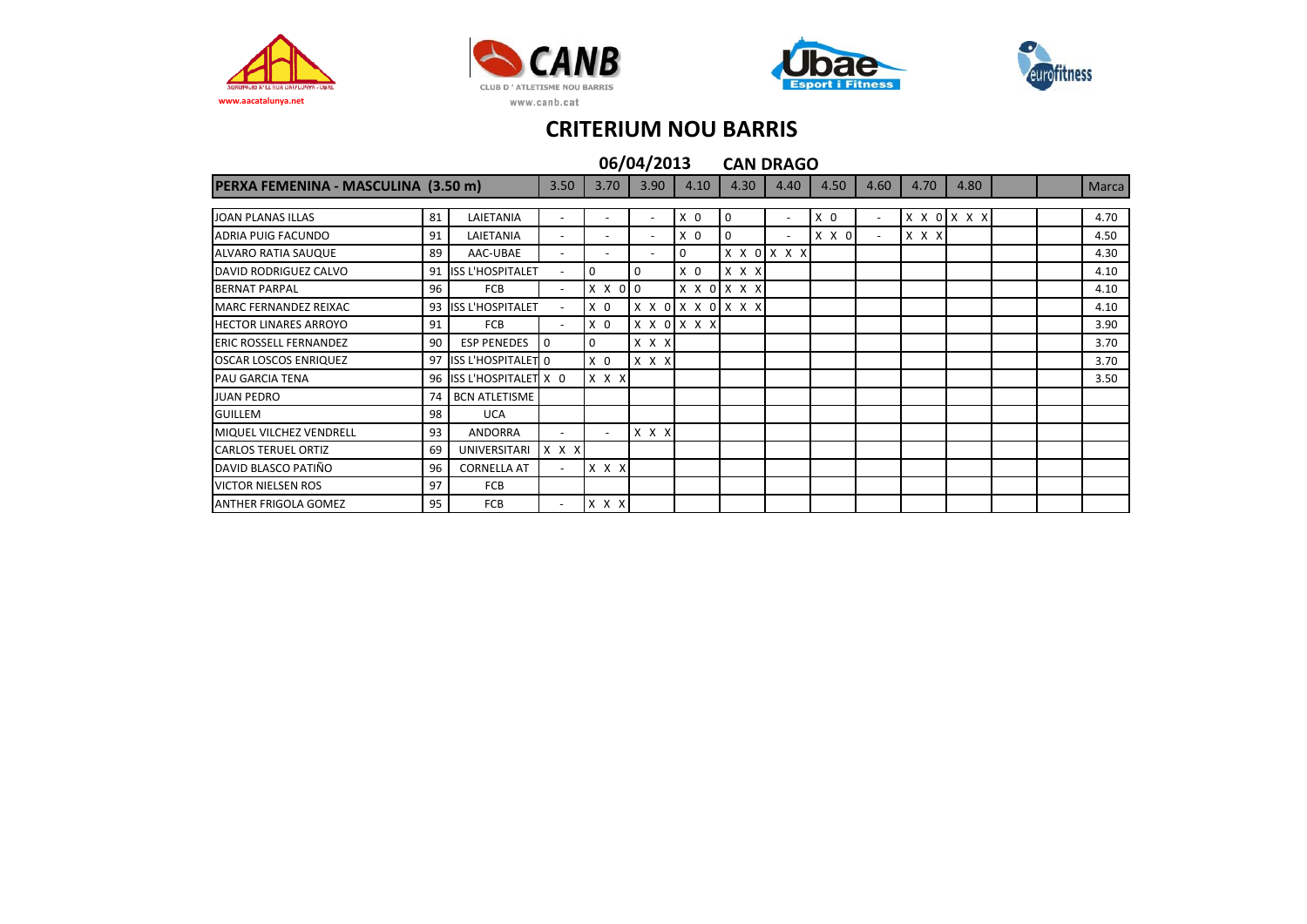# CRITERIUM NOU BARRIS

**06/04/2013 CAN DRAGO**

| PERXA FEMENINA - MASCULINA (3.50 m) | | | 3.50 | 3.70 | 3.90 | 4.10 | 4.30 | 4.40 | 4.50 | 4.60 | 4.70 | 4.80 | | | Marca |
|---|---|---|---|---|---|---|---|---|---|---|---|---|---|---|---|
| JOAN PLANAS ILLAS | 81 | LAIETANIA | - | - | - | X 0 | 0 | - | X 0 | - | X X 0 | X X X | | | 4.70 |
| ADRIA PUIG FACUNDO | 91 | LAIETANIA | - | - | - | X 0 | 0 | - | X X 0 | - | X X X | | | | 4.50 |
| ALVARO RATIA SAUQUE | 89 | AAC-UBAE | - | - | - | 0 | X X 0 | X X X | | | | | | | 4.30 |
| DAVID RODRIGUEZ CALVO | 91 | ISS L'HOSPITALET | - | 0 | 0 | X 0 | X X X | | | | | | | | 4.10 |
| BERNAT PARPAL | 96 | FCB | - | X X 0 | 0 | X X 0 | X X X | | | | | | | | 4.10 |
| MARC FERNANDEZ REIXAC | 93 | ISS L'HOSPITALET | - | X 0 | X X 0 | X X 0 | X X X | | | | | | | | 4.10 |
| HECTOR LINARES ARROYO | 91 | FCB | - | X 0 | X X 0 | X X X | | | | | | | | | 3.90 |
| ERIC ROSSELL FERNANDEZ | 90 | ESP PENEDES | 0 | 0 | X X X | | | | | | | | | | 3.70 |
| OSCAR LOSCOS ENRIQUEZ | 97 | ISS L'HOSPITALET | 0 | X 0 | X X X | | | | | | | | | | 3.70 |
| PAU GARCIA TENA | 96 | ISS L'HOSPITALET | X 0 | X X X | | | | | | | | | | | 3.50 |
| JUAN PEDRO | 74 | BCN ATLETISME | | | | | | | | | | | | | |
| GUILLEM | 98 | UCA | | | | | | | | | | | | | |
| MIQUEL VILCHEZ VENDRELL | 93 | ANDORRA | - | - | X X X | | | | | | | | | | |
| CARLOS TERUEL ORTIZ | 69 | UNIVERSITARI | X X X | | | | | | | | | | | | |
| DAVID BLASCO PATIÑO | 96 | CORNELLA AT | - | X X X | | | | | | | | | | | |
| VICTOR NIELSEN ROS | 97 | FCB | | | | | | | | | | | | | |
| ANTHER FRIGOLA GOMEZ | 95 | FCB | - | X X X | | | | | | | | | | | |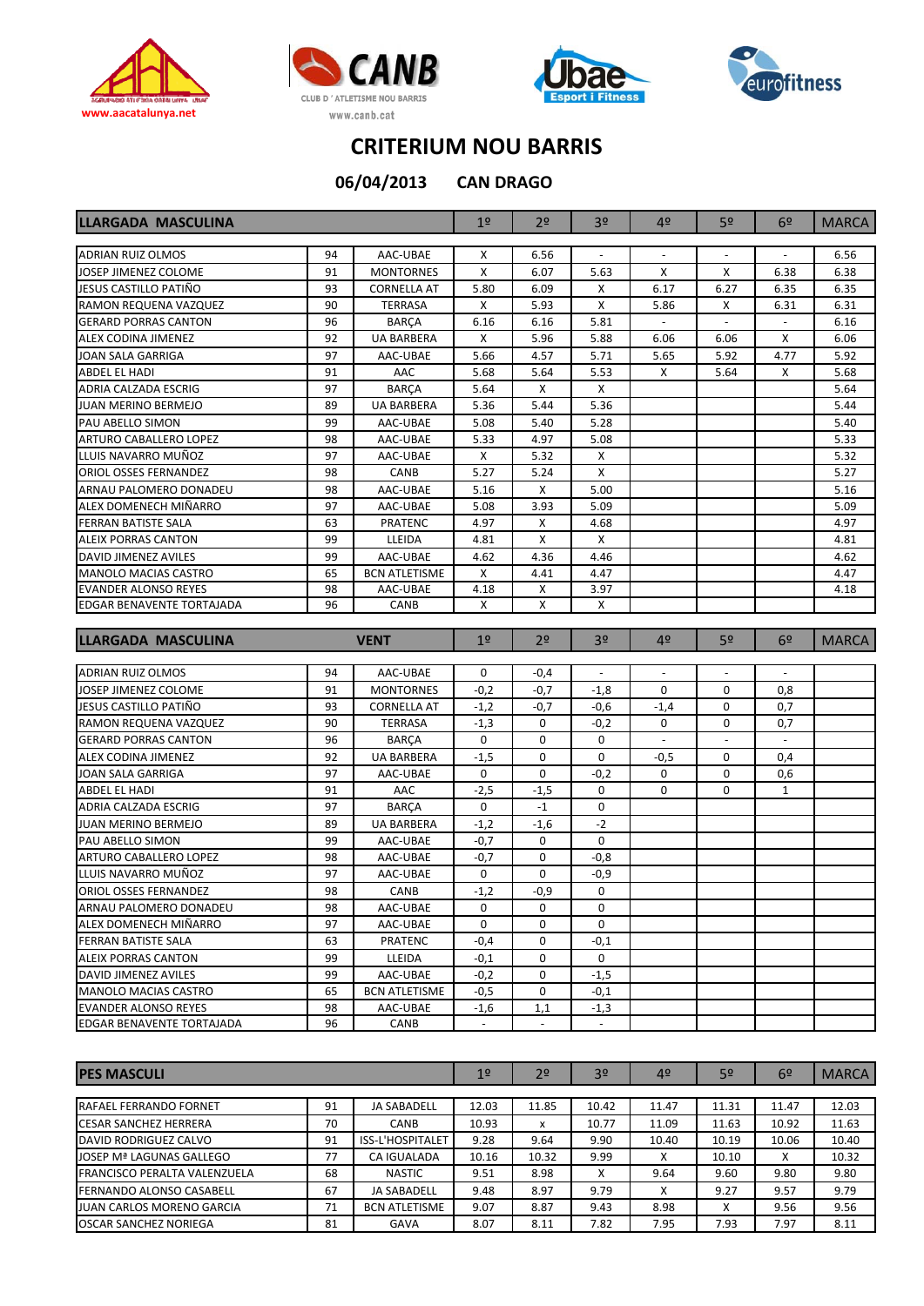# CRITERIUM NOU BARRIS

## 06/04/2013 CAN DRAGO

| LLARGADA MASCULINA | | | 1º | 2º | 3º | 4º | 5º | 6º | MARCA |
|---|---|---|---|---|---|---|---|---|---|
| ADRIAN RUIZ OLMOS | 94 | AAC-UBAE | X | 6.56 | - | - | - | - | 6.56 |
| JOSEP JIMENEZ COLOME | 91 | MONTORNES | X | 6.07 | 5.63 | X | X | 6.38 | 6.38 |
| JESUS CASTILLO PATIÑO | 93 | CORNELLA AT | 5.80 | 6.09 | X | 6.17 | 6.27 | 6.35 | 6.35 |
| RAMON REQUENA VAZQUEZ | 90 | TERRASA | X | 5.93 | X | 5.86 | X | 6.31 | 6.31 |
| GERARD PORRAS CANTON | 96 | BARÇA | 6.16 | 6.16 | 5.81 | - | - | - | 6.16 |
| ALEX CODINA JIMENEZ | 92 | UA BARBERA | X | 5.96 | 5.88 | 6.06 | 6.06 | X | 6.06 |
| JOAN SALA GARRIGA | 97 | AAC-UBAE | 5.66 | 4.57 | 5.71 | 5.65 | 5.92 | 4.77 | 5.92 |
| ABDEL EL HADI | 91 | AAC | 5.68 | 5.64 | 5.53 | X | 5.64 | X | 5.68 |
| ADRIA CALZADA ESCRIG | 97 | BARÇA | 5.64 | X | X | | | | 5.64 |
| JUAN MERINO BERMEJO | 89 | UA BARBERA | 5.36 | 5.44 | 5.36 | | | | 5.44 |
| PAU ABELLO SIMON | 99 | AAC-UBAE | 5.08 | 5.40 | 5.28 | | | | 5.40 |
| ARTURO CABALLERO LOPEZ | 98 | AAC-UBAE | 5.33 | 4.97 | 5.08 | | | | 5.33 |
| LLUIS NAVARRO MUÑOZ | 97 | AAC-UBAE | X | 5.32 | X | | | | 5.32 |
| ORIOL OSSES FERNANDEZ | 98 | CANB | 5.27 | 5.24 | X | | | | 5.27 |
| ARNAU PALOMERO DONADEU | 98 | AAC-UBAE | 5.16 | X | 5.00 | | | | 5.16 |
| ALEX DOMENECH MIÑARRO | 97 | AAC-UBAE | 5.08 | 3.93 | 5.09 | | | | 5.09 |
| FERRAN BATISTE SALA | 63 | PRATENC | 4.97 | X | 4.68 | | | | 4.97 |
| ALEIX PORRAS CANTON | 99 | LLEIDA | 4.81 | X | X | | | | 4.81 |
| DAVID JIMENEZ AVILES | 99 | AAC-UBAE | 4.62 | 4.36 | 4.46 | | | | 4.62 |
| MANOLO MACIAS CASTRO | 65 | BCN ATLETISME | X | 4.41 | 4.47 | | | | 4.47 |
| EVANDER ALONSO REYES | 98 | AAC-UBAE | 4.18 | X | 3.97 | | | | 4.18 |
| EDGAR BENAVENTE TORTAJADA | 96 | CANB | X | X | X | | | | |

| LLARGADA MASCULINA | | VENT | 1º | 2º | 3º | 4º | 5º | 6º | MARCA |
|---|---|---|---|---|---|---|---|---|---|
| ADRIAN RUIZ OLMOS | 94 | AAC-UBAE | 0 | -0,4 | - | - | - | - | |
| JOSEP JIMENEZ COLOME | 91 | MONTORNES | -0,2 | -0,7 | -1,8 | 0 | 0 | 0,8 | |
| JESUS CASTILLO PATIÑO | 93 | CORNELLA AT | -1,2 | -0,7 | -0,6 | -1,4 | 0 | 0,7 | |
| RAMON REQUENA VAZQUEZ | 90 | TERRASA | -1,3 | 0 | -0,2 | 0 | 0 | 0,7 | |
| GERARD PORRAS CANTON | 96 | BARÇA | 0 | 0 | 0 | - | - | - | |
| ALEX CODINA JIMENEZ | 92 | UA BARBERA | -1,5 | 0 | 0 | -0,5 | 0 | 0,4 | |
| JOAN SALA GARRIGA | 97 | AAC-UBAE | 0 | 0 | -0,2 | 0 | 0 | 0,6 | |
| ABDEL EL HADI | 91 | AAC | -2,5 | -1,5 | 0 | 0 | 0 | 1 | |
| ADRIA CALZADA ESCRIG | 97 | BARÇA | 0 | -1 | 0 | | | | |
| JUAN MERINO BERMEJO | 89 | UA BARBERA | -1,2 | -1,6 | -2 | | | | |
| PAU ABELLO SIMON | 99 | AAC-UBAE | -0,7 | 0 | 0 | | | | |
| ARTURO CABALLERO LOPEZ | 98 | AAC-UBAE | -0,7 | 0 | -0,8 | | | | |
| LLUIS NAVARRO MUÑOZ | 97 | AAC-UBAE | 0 | 0 | -0,9 | | | | |
| ORIOL OSSES FERNANDEZ | 98 | CANB | -1,2 | -0,9 | 0 | | | | |
| ARNAU PALOMERO DONADEU | 98 | AAC-UBAE | 0 | 0 | 0 | | | | |
| ALEX DOMENECH MIÑARRO | 97 | AAC-UBAE | 0 | 0 | 0 | | | | |
| FERRAN BATISTE SALA | 63 | PRATENC | -0,4 | 0 | -0,1 | | | | |
| ALEIX PORRAS CANTON | 99 | LLEIDA | -0,1 | 0 | 0 | | | | |
| DAVID JIMENEZ AVILES | 99 | AAC-UBAE | -0,2 | 0 | -1,5 | | | | |
| MANOLO MACIAS CASTRO | 65 | BCN ATLETISME | -0,5 | 0 | -0,1 | | | | |
| EVANDER ALONSO REYES | 98 | AAC-UBAE | -1,6 | 1,1 | -1,3 | | | | |
| EDGAR BENAVENTE TORTAJADA | 96 | CANB | - | - | - | | | | |

| PES MASCULI | | | 1º | 2º | 3º | 4º | 5º | 6º | MARCA |
|---|---|---|---|---|---|---|---|---|---|
| RAFAEL FERRANDO FORNET | 91 | JA SABADELL | 12.03 | 11.85 | 10.42 | 11.47 | 11.31 | 11.47 | 12.03 |
| CESAR SANCHEZ HERRERA | 70 | CANB | 10.93 | x | 10.77 | 11.09 | 11.63 | 10.92 | 11.63 |
| DAVID RODRIGUEZ CALVO | 91 | ISS-L'HOSPITALET | 9.28 | 9.64 | 9.90 | 10.40 | 10.19 | 10.06 | 10.40 |
| JOSEP Mª LAGUNAS GALLEGO | 77 | CA IGUALADA | 10.16 | 10.32 | 9.99 | X | 10.10 | X | 10.32 |
| FRANCISCO PERALTA VALENZUELA | 68 | NASTIC | 9.51 | 8.98 | X | 9.64 | 9.60 | 9.80 | 9.80 |
| FERNANDO ALONSO CASABELL | 67 | JA SABADELL | 9.48 | 8.97 | 9.79 | X | 9.27 | 9.57 | 9.79 |
| JUAN CARLOS MORENO GARCIA | 71 | BCN ATLETISME | 9.07 | 8.87 | 9.43 | 8.98 | X | 9.56 | 9.56 |
| OSCAR SANCHEZ NORIEGA | 81 | GAVA | 8.07 | 8.11 | 7.82 | 7.95 | 7.93 | 7.97 | 8.11 |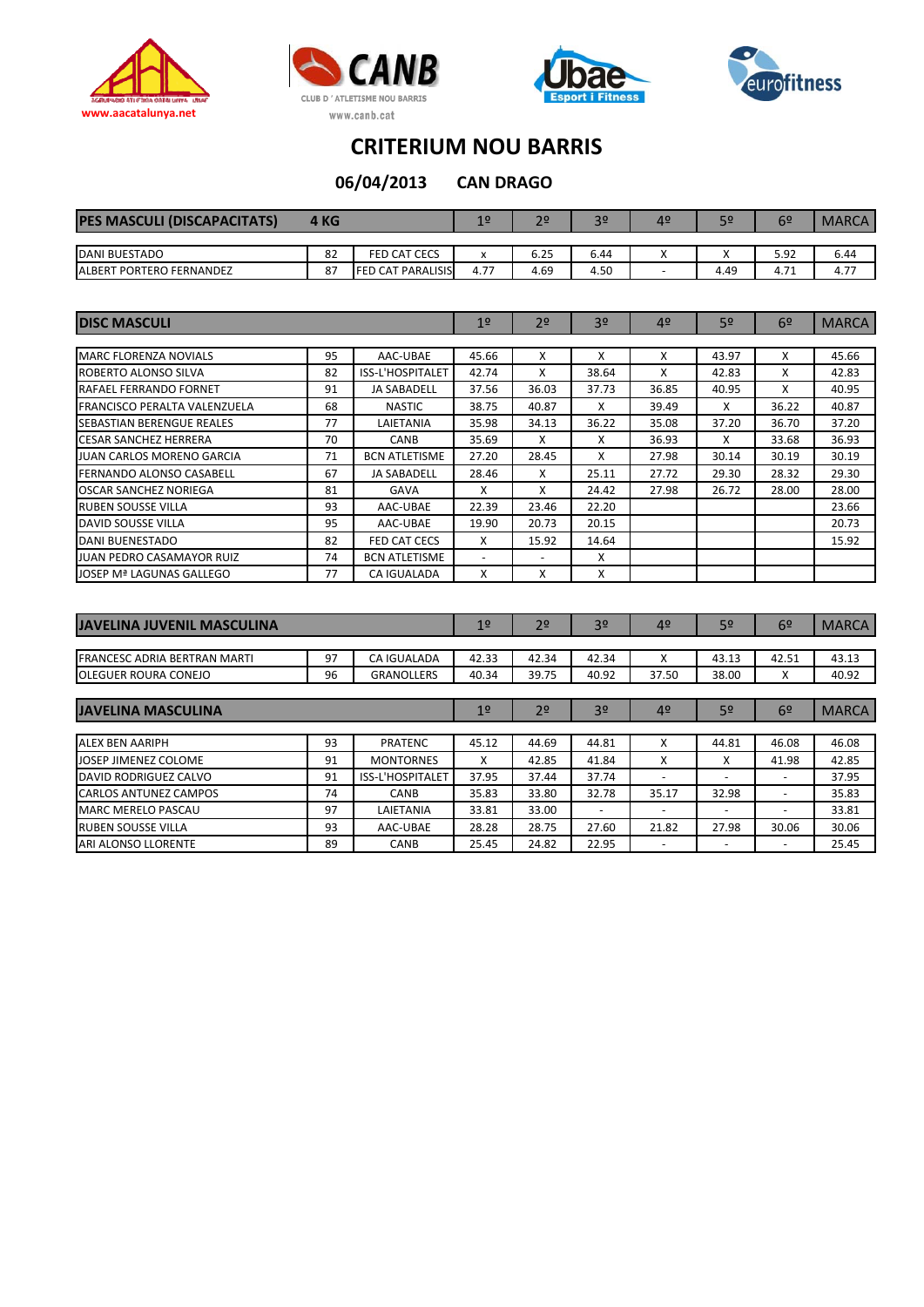www.aacatalunya.net

CLUB D'ATLETISME NOU BARRIS
www.canb.cat

# CRITERIUM NOU BARRIS

## 06/04/2013 CAN DRAGO

| PES MASCULI (DISCAPACITATS) | 4 KG | | 1º | 2º | 3º | 4º | 5º | 6º | MARCA |
|---|---|---|---|---|---|---|---|---|---|
| DANI BUESTADO | 82 | FED CAT CECS | x | 6.25 | 6.44 | X | X | 5.92 | 6.44 |
| ALBERT PORTERO FERNANDEZ | 87 | FED CAT PARALISIS | 4.77 | 4.69 | 4.50 | - | 4.49 | 4.71 | 4.77 |

| DISC MASCULI | | | 1º | 2º | 3º | 4º | 5º | 6º | MARCA |
|---|---|---|---|---|---|---|---|---|---|
| MARC FLORENZA NOVIALS | 95 | AAC-UBAE | 45.66 | X | X | X | 43.97 | X | 45.66 |
| ROBERTO ALONSO SILVA | 82 | ISS-L'HOSPITALET | 42.74 | X | 38.64 | X | 42.83 | X | 42.83 |
| RAFAEL FERRANDO FORNET | 91 | JA SABADELL | 37.56 | 36.03 | 37.73 | 36.85 | 40.95 | X | 40.95 |
| FRANCISCO PERALTA VALENZUELA | 68 | NASTIC | 38.75 | 40.87 | X | 39.49 | X | 36.22 | 40.87 |
| SEBASTIAN BERENGUE REALES | 77 | LAIETANIA | 35.98 | 34.13 | 36.22 | 35.08 | 37.20 | 36.70 | 37.20 |
| CESAR SANCHEZ HERRERA | 70 | CANB | 35.69 | X | X | 36.93 | X | 33.68 | 36.93 |
| JUAN CARLOS MORENO GARCIA | 71 | BCN ATLETISME | 27.20 | 28.45 | X | 27.98 | 30.14 | 30.19 | 30.19 |
| FERNANDO ALONSO CASABELL | 67 | JA SABADELL | 28.46 | X | 25.11 | 27.72 | 29.30 | 28.32 | 29.30 |
| OSCAR SANCHEZ NORIEGA | 81 | GAVA | X | X | 24.42 | 27.98 | 26.72 | 28.00 | 28.00 |
| RUBEN SOUSSE VILLA | 93 | AAC-UBAE | 22.39 | 23.46 | 22.20 | | | | 23.66 |
| DAVID SOUSSE VILLA | 95 | AAC-UBAE | 19.90 | 20.73 | 20.15 | | | | 20.73 |
| DANI BUENESTADO | 82 | FED CAT CECS | X | 15.92 | 14.64 | | | | 15.92 |
| JUAN PEDRO CASAMAYOR RUIZ | 74 | BCN ATLETISME | - | - | X | | | | |
| JOSEP Mª LAGUNAS GALLEGO | 77 | CA IGUALADA | X | X | X | | | | |

| JAVELINA JUVENIL MASCULINA | | | 1º | 2º | 3º | 4º | 5º | 6º | MARCA |
|---|---|---|---|---|---|---|---|---|---|
| FRANCESC ADRIA BERTRAN MARTI | 97 | CA IGUALADA | 42.33 | 42.34 | 42.34 | X | 43.13 | 42.51 | 43.13 |
| OLEGUER ROURA CONEJO | 96 | GRANOLLERS | 40.34 | 39.75 | 40.92 | 37.50 | 38.00 | X | 40.92 |

| JAVELINA MASCULINA | | | 1º | 2º | 3º | 4º | 5º | 6º | MARCA |
|---|---|---|---|---|---|---|---|---|---|
| ALEX BEN AARIPH | 93 | PRATENC | 45.12 | 44.69 | 44.81 | X | 44.81 | 46.08 | 46.08 |
| JOSEP JIMENEZ COLOME | 91 | MONTORNES | X | 42.85 | 41.84 | X | X | 41.98 | 42.85 |
| DAVID RODRIGUEZ CALVO | 91 | ISS-L'HOSPITALET | 37.95 | 37.44 | 37.74 | - | - | - | 37.95 |
| CARLOS ANTUNEZ CAMPOS | 74 | CANB | 35.83 | 33.80 | 32.78 | 35.17 | 32.98 | - | 35.83 |
| MARC MERELO PASCAU | 97 | LAIETANIA | 33.81 | 33.00 | - | - | - | - | 33.81 |
| RUBEN SOUSSE VILLA | 93 | AAC-UBAE | 28.28 | 28.75 | 27.60 | 21.82 | 27.98 | 30.06 | 30.06 |
| ARI ALONSO LLORENTE | 89 | CANB | 25.45 | 24.82 | 22.95 | - | - | - | 25.45 |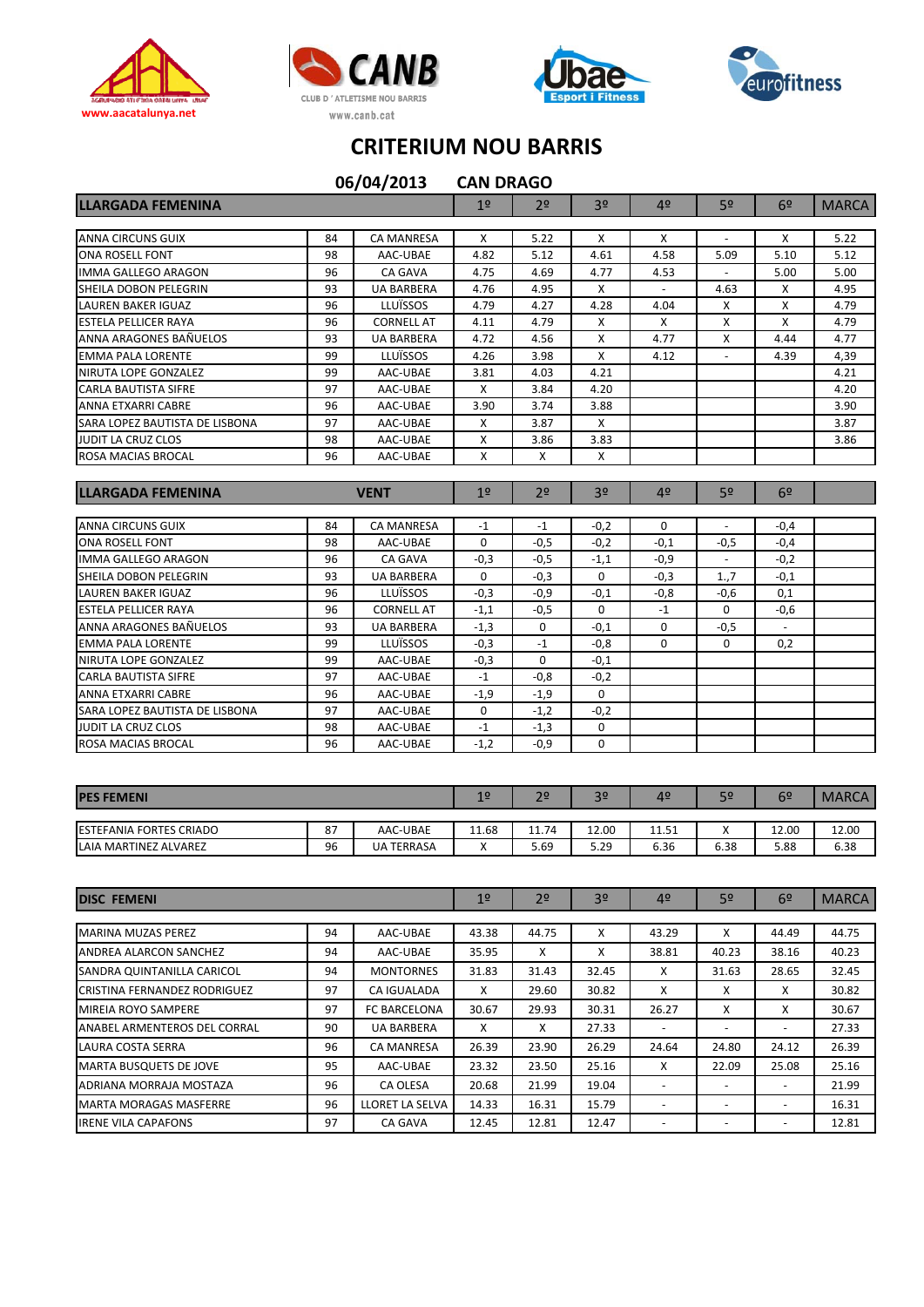www.aacatalunya.net

CANB
CLUB D'ATLETISME NOU BARRIS
www.canb.cat

Ubae
Esport i Fitness

eurofitness

# CRITERIUM NOU BARRIS

**06/04/2013 CAN DRAGO**

| LLARGADA FEMENINA | | | 1º | 2º | 3º | 4º | 5º | 6º | MARCA |
|---|---|---|---|---|---|---|---|---|---|
| ANNA CIRCUNS GUIX | 84 | CA MANRESA | X | 5.22 | X | X | - | X | 5.22 |
| ONA ROSELL FONT | 98 | AAC-UBAE | 4.82 | 5.12 | 4.61 | 4.58 | 5.09 | 5.10 | 5.12 |
| IMMA GALLEGO ARAGON | 96 | CA GAVA | 4.75 | 4.69 | 4.77 | 4.53 | - | 5.00 | 5.00 |
| SHEILA DOBON PELEGRIN | 93 | UA BARBERA | 4.76 | 4.95 | X | - | 4.63 | X | 4.95 |
| LAUREN BAKER IGUAZ | 96 | LLUÏSSOS | 4.79 | 4.27 | 4.28 | 4.04 | X | X | 4.79 |
| ESTELA PELLICER RAYA | 96 | CORNELL AT | 4.11 | 4.79 | X | X | X | X | 4.79 |
| ANNA ARAGONES BAÑUELOS | 93 | UA BARBERA | 4.72 | 4.56 | X | 4.77 | X | 4.44 | 4.77 |
| EMMA PALA LORENTE | 99 | LLUÏSSOS | 4.26 | 3.98 | X | 4.12 | - | 4.39 | 4,39 |
| NIRUTA LOPE GONZALEZ | 99 | AAC-UBAE | 3.81 | 4.03 | 4.21 | | | | 4.21 |
| CARLA BAUTISTA SIFRE | 97 | AAC-UBAE | X | 3.84 | 4.20 | | | | 4.20 |
| ANNA ETXARRI CABRE | 96 | AAC-UBAE | 3.90 | 3.74 | 3.88 | | | | 3.90 |
| SARA LOPEZ BAUTISTA DE LISBONA | 97 | AAC-UBAE | X | 3.87 | X | | | | 3.87 |
| JUDIT LA CRUZ CLOS | 98 | AAC-UBAE | X | 3.86 | 3.83 | | | | 3.86 |
| ROSA MACIAS BROCAL | 96 | AAC-UBAE | X | X | X | | | | |

| LLARGADA FEMENINA | | VENT | 1º | 2º | 3º | 4º | 5º | 6º | |
|---|---|---|---|---|---|---|---|---|---|
| ANNA CIRCUNS GUIX | 84 | CA MANRESA | -1 | -1 | -0,2 | 0 | - | -0,4 | |
| ONA ROSELL FONT | 98 | AAC-UBAE | 0 | -0,5 | -0,2 | -0,1 | -0,5 | -0,4 | |
| IMMA GALLEGO ARAGON | 96 | CA GAVA | -0,3 | -0,5 | -1,1 | -0,9 | - | -0,2 | |
| SHEILA DOBON PELEGRIN | 93 | UA BARBERA | 0 | -0,3 | 0 | -0,3 | 1.,7 | -0,1 | |
| LAUREN BAKER IGUAZ | 96 | LLUÏSSOS | -0,3 | -0,9 | -0,1 | -0,8 | -0,6 | 0,1 | |
| ESTELA PELLICER RAYA | 96 | CORNELL AT | -1,1 | -0,5 | 0 | -1 | 0 | -0,6 | |
| ANNA ARAGONES BAÑUELOS | 93 | UA BARBERA | -1,3 | 0 | -0,1 | 0 | -0,5 | - | |
| EMMA PALA LORENTE | 99 | LLUÏSSOS | -0,3 | -1 | -0,8 | 0 | 0 | 0,2 | |
| NIRUTA LOPE GONZALEZ | 99 | AAC-UBAE | -0,3 | 0 | -0,1 | | | | |
| CARLA BAUTISTA SIFRE | 97 | AAC-UBAE | -1 | -0,8 | -0,2 | | | | |
| ANNA ETXARRI CABRE | 96 | AAC-UBAE | -1,9 | -1,9 | 0 | | | | |
| SARA LOPEZ BAUTISTA DE LISBONA | 97 | AAC-UBAE | 0 | -1,2 | -0,2 | | | | |
| JUDIT LA CRUZ CLOS | 98 | AAC-UBAE | -1 | -1,3 | 0 | | | | |
| ROSA MACIAS BROCAL | 96 | AAC-UBAE | -1,2 | -0,9 | 0 | | | | |

| PES FEMENI | | | 1º | 2º | 3º | 4º | 5º | 6º | MARCA |
|---|---|---|---|---|---|---|---|---|---|
| ESTEFANIA FORTES CRIADO | 87 | AAC-UBAE | 11.68 | 11.74 | 12.00 | 11.51 | X | 12.00 | 12.00 |
| LAIA MARTINEZ ALVAREZ | 96 | UA TERRASA | X | 5.69 | 5.29 | 6.36 | 6.38 | 5.88 | 6.38 |

| DISC FEMENI | | | 1º | 2º | 3º | 4º | 5º | 6º | MARCA |
|---|---|---|---|---|---|---|---|---|---|
| MARINA MUZAS PEREZ | 94 | AAC-UBAE | 43.38 | 44.75 | X | 43.29 | X | 44.49 | 44.75 |
| ANDREA ALARCON SANCHEZ | 94 | AAC-UBAE | 35.95 | X | X | 38.81 | 40.23 | 38.16 | 40.23 |
| SANDRA QUINTANILLA CARICOL | 94 | MONTORNES | 31.83 | 31.43 | 32.45 | X | 31.63 | 28.65 | 32.45 |
| CRISTINA FERNANDEZ RODRIGUEZ | 97 | CA IGUALADA | X | 29.60 | 30.82 | X | X | X | 30.82 |
| MIREIA ROYO SAMPERE | 97 | FC BARCELONA | 30.67 | 29.93 | 30.31 | 26.27 | X | X | 30.67 |
| ANABEL ARMENTEROS DEL CORRAL | 90 | UA BARBERA | X | X | 27.33 | - | - | - | 27.33 |
| LAURA COSTA SERRA | 96 | CA MANRESA | 26.39 | 23.90 | 26.29 | 24.64 | 24.80 | 24.12 | 26.39 |
| MARTA BUSQUETS DE JOVE | 95 | AAC-UBAE | 23.32 | 23.50 | 25.16 | X | 22.09 | 25.08 | 25.16 |
| ADRIANA MORRAJA MOSTAZA | 96 | CA OLESA | 20.68 | 21.99 | 19.04 | - | - | - | 21.99 |
| MARTA MORAGAS MASFERRE | 96 | LLORET LA SELVA | 14.33 | 16.31 | 15.79 | - | - | - | 16.31 |
| IRENE VILA CAPAFONS | 97 | CA GAVA | 12.45 | 12.81 | 12.47 | - | - | - | 12.81 |